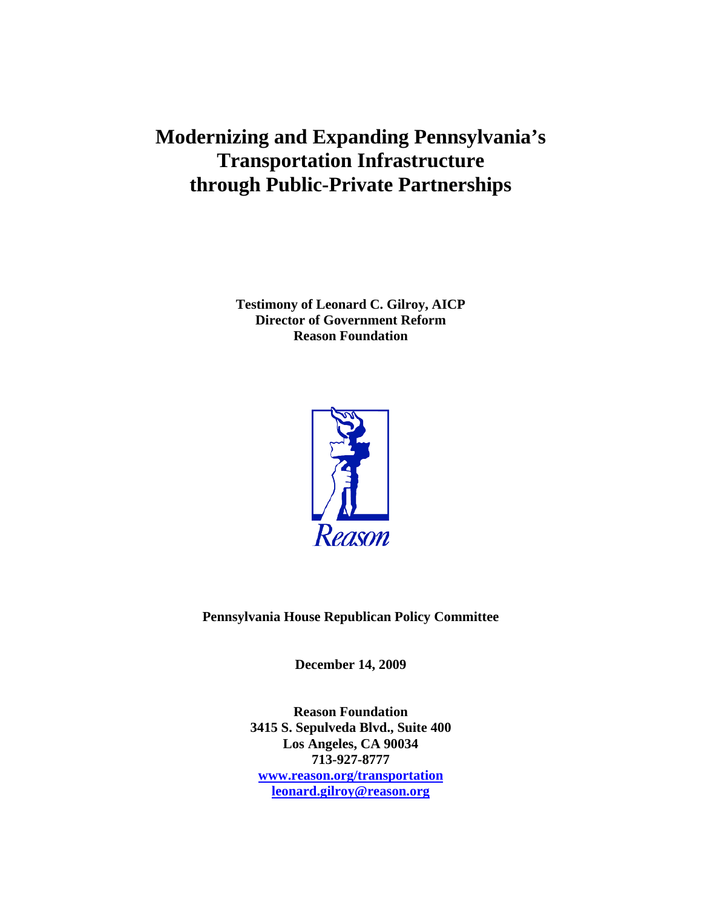# Modernizing and Expanding Pennsylvania's Transportation Infrastructure through Public-Private Partnerships

**Testimony of Leonard C. Gilroy, AICP**
**Director of Government Reform**
**Reason Foundation**

Reason

**Pennsylvania House Republican Policy Committee**

**December 14, 2009**

**Reason Foundation**
**3415 S. Sepulveda Blvd., Suite 400**
**Los Angeles, CA 90034**
**713-927-8777**
**www.reason.org/transportation**
**leonard.gilroy@reason.org**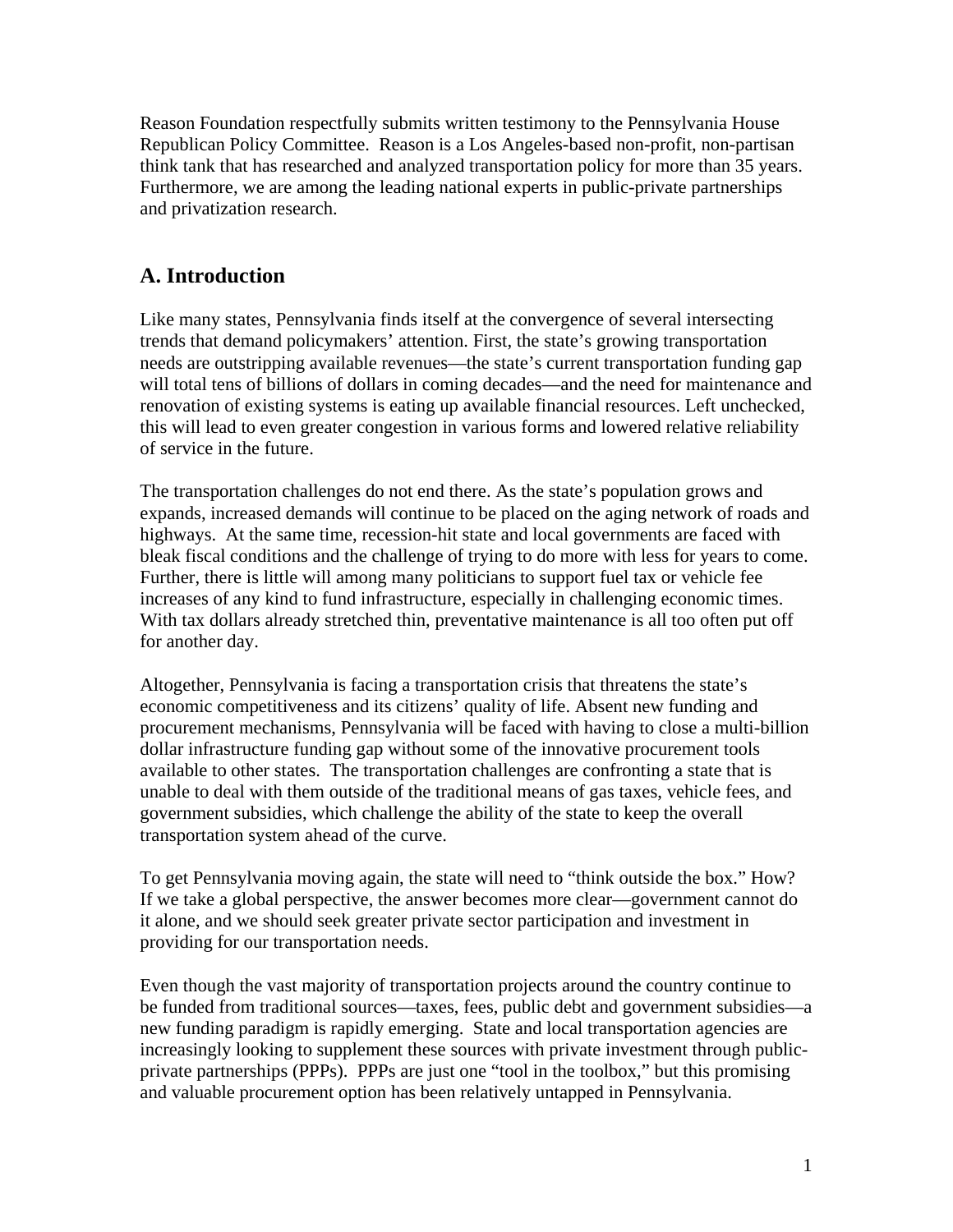Reason Foundation respectfully submits written testimony to the Pennsylvania House Republican Policy Committee. Reason is a Los Angeles-based non-profit, non-partisan think tank that has researched and analyzed transportation policy for more than 35 years. Furthermore, we are among the leading national experts in public-private partnerships and privatization research.

## A. Introduction

Like many states, Pennsylvania finds itself at the convergence of several intersecting trends that demand policymakers' attention. First, the state's growing transportation needs are outstripping available revenues—the state's current transportation funding gap will total tens of billions of dollars in coming decades—and the need for maintenance and renovation of existing systems is eating up available financial resources. Left unchecked, this will lead to even greater congestion in various forms and lowered relative reliability of service in the future.

The transportation challenges do not end there. As the state's population grows and expands, increased demands will continue to be placed on the aging network of roads and highways. At the same time, recession-hit state and local governments are faced with bleak fiscal conditions and the challenge of trying to do more with less for years to come. Further, there is little will among many politicians to support fuel tax or vehicle fee increases of any kind to fund infrastructure, especially in challenging economic times. With tax dollars already stretched thin, preventative maintenance is all too often put off for another day.

Altogether, Pennsylvania is facing a transportation crisis that threatens the state's economic competitiveness and its citizens' quality of life. Absent new funding and procurement mechanisms, Pennsylvania will be faced with having to close a multi-billion dollar infrastructure funding gap without some of the innovative procurement tools available to other states. The transportation challenges are confronting a state that is unable to deal with them outside of the traditional means of gas taxes, vehicle fees, and government subsidies, which challenge the ability of the state to keep the overall transportation system ahead of the curve.

To get Pennsylvania moving again, the state will need to "think outside the box." How? If we take a global perspective, the answer becomes more clear—government cannot do it alone, and we should seek greater private sector participation and investment in providing for our transportation needs.

Even though the vast majority of transportation projects around the country continue to be funded from traditional sources—taxes, fees, public debt and government subsidies—a new funding paradigm is rapidly emerging. State and local transportation agencies are increasingly looking to supplement these sources with private investment through public-private partnerships (PPPs). PPPs are just one "tool in the toolbox," but this promising and valuable procurement option has been relatively untapped in Pennsylvania.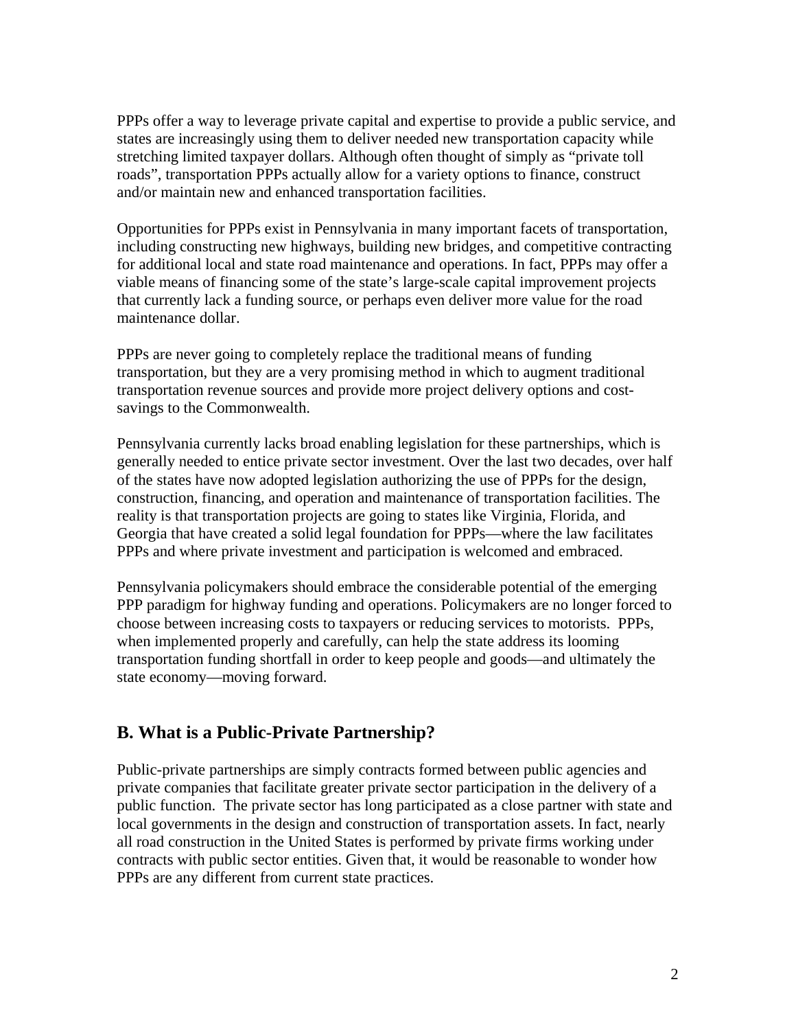PPPs offer a way to leverage private capital and expertise to provide a public service, and states are increasingly using them to deliver needed new transportation capacity while stretching limited taxpayer dollars. Although often thought of simply as "private toll roads", transportation PPPs actually allow for a variety options to finance, construct and/or maintain new and enhanced transportation facilities.

Opportunities for PPPs exist in Pennsylvania in many important facets of transportation, including constructing new highways, building new bridges, and competitive contracting for additional local and state road maintenance and operations. In fact, PPPs may offer a viable means of financing some of the state's large-scale capital improvement projects that currently lack a funding source, or perhaps even deliver more value for the road maintenance dollar.

PPPs are never going to completely replace the traditional means of funding transportation, but they are a very promising method in which to augment traditional transportation revenue sources and provide more project delivery options and cost-savings to the Commonwealth.

Pennsylvania currently lacks broad enabling legislation for these partnerships, which is generally needed to entice private sector investment. Over the last two decades, over half of the states have now adopted legislation authorizing the use of PPPs for the design, construction, financing, and operation and maintenance of transportation facilities. The reality is that transportation projects are going to states like Virginia, Florida, and Georgia that have created a solid legal foundation for PPPs—where the law facilitates PPPs and where private investment and participation is welcomed and embraced.

Pennsylvania policymakers should embrace the considerable potential of the emerging PPP paradigm for highway funding and operations. Policymakers are no longer forced to choose between increasing costs to taxpayers or reducing services to motorists. PPPs, when implemented properly and carefully, can help the state address its looming transportation funding shortfall in order to keep people and goods—and ultimately the state economy—moving forward.

## B. What is a Public-Private Partnership?

Public-private partnerships are simply contracts formed between public agencies and private companies that facilitate greater private sector participation in the delivery of a public function. The private sector has long participated as a close partner with state and local governments in the design and construction of transportation assets. In fact, nearly all road construction in the United States is performed by private firms working under contracts with public sector entities. Given that, it would be reasonable to wonder how PPPs are any different from current state practices.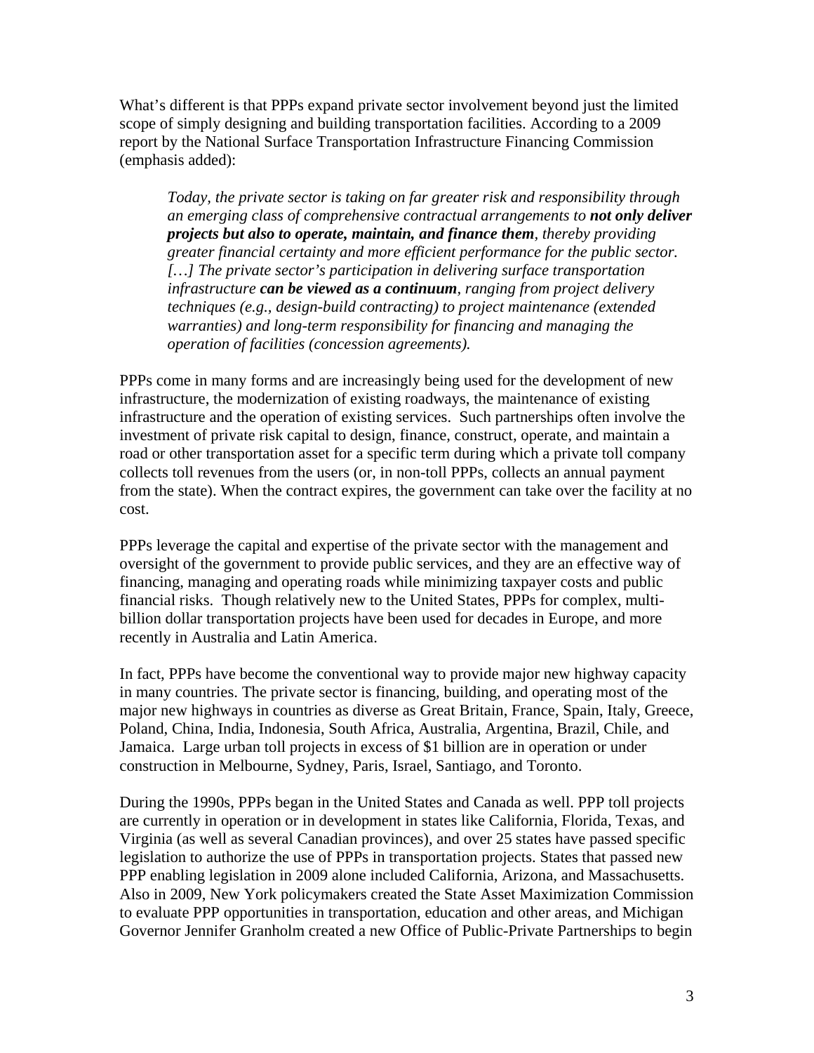What's different is that PPPs expand private sector involvement beyond just the limited scope of simply designing and building transportation facilities. According to a 2009 report by the National Surface Transportation Infrastructure Financing Commission (emphasis added):

> *Today, the private sector is taking on far greater risk and responsibility through an emerging class of comprehensive contractual arrangements to* ***not only deliver projects but also to operate, maintain, and finance them****, thereby providing greater financial certainty and more efficient performance for the public sector. […] The private sector's participation in delivering surface transportation infrastructure* ***can be viewed as a continuum****, ranging from project delivery techniques (e.g., design-build contracting) to project maintenance (extended warranties) and long-term responsibility for financing and managing the operation of facilities (concession agreements).*

PPPs come in many forms and are increasingly being used for the development of new infrastructure, the modernization of existing roadways, the maintenance of existing infrastructure and the operation of existing services. Such partnerships often involve the investment of private risk capital to design, finance, construct, operate, and maintain a road or other transportation asset for a specific term during which a private toll company collects toll revenues from the users (or, in non-toll PPPs, collects an annual payment from the state). When the contract expires, the government can take over the facility at no cost.

PPPs leverage the capital and expertise of the private sector with the management and oversight of the government to provide public services, and they are an effective way of financing, managing and operating roads while minimizing taxpayer costs and public financial risks. Though relatively new to the United States, PPPs for complex, multi-billion dollar transportation projects have been used for decades in Europe, and more recently in Australia and Latin America.

In fact, PPPs have become the conventional way to provide major new highway capacity in many countries. The private sector is financing, building, and operating most of the major new highways in countries as diverse as Great Britain, France, Spain, Italy, Greece, Poland, China, India, Indonesia, South Africa, Australia, Argentina, Brazil, Chile, and Jamaica. Large urban toll projects in excess of $1 billion are in operation or under construction in Melbourne, Sydney, Paris, Israel, Santiago, and Toronto.

During the 1990s, PPPs began in the United States and Canada as well. PPP toll projects are currently in operation or in development in states like California, Florida, Texas, and Virginia (as well as several Canadian provinces), and over 25 states have passed specific legislation to authorize the use of PPPs in transportation projects. States that passed new PPP enabling legislation in 2009 alone included California, Arizona, and Massachusetts. Also in 2009, New York policymakers created the State Asset Maximization Commission to evaluate PPP opportunities in transportation, education and other areas, and Michigan Governor Jennifer Granholm created a new Office of Public-Private Partnerships to begin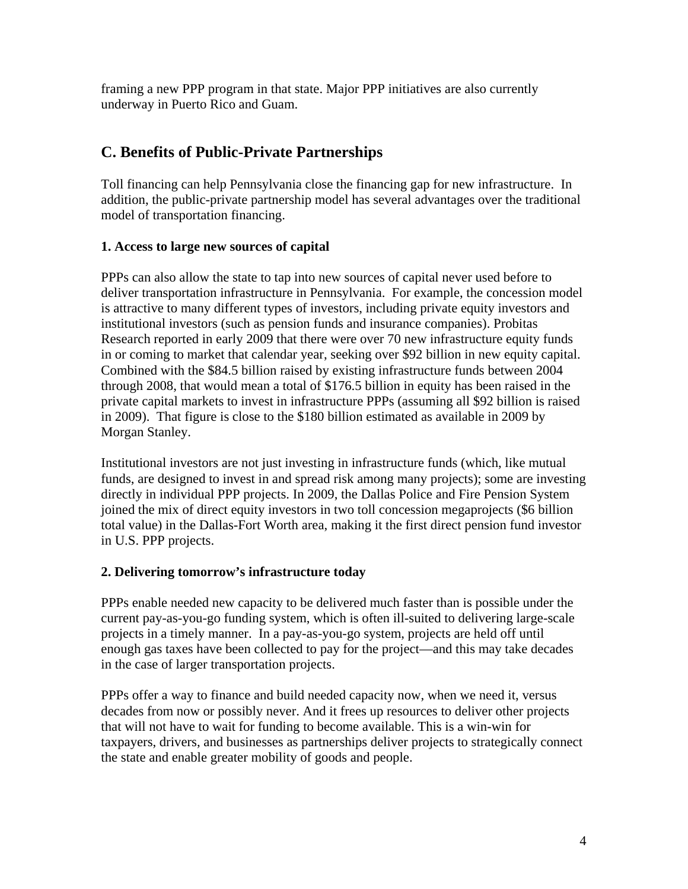framing a new PPP program in that state. Major PPP initiatives are also currently underway in Puerto Rico and Guam.

## C. Benefits of Public-Private Partnerships

Toll financing can help Pennsylvania close the financing gap for new infrastructure. In addition, the public-private partnership model has several advantages over the traditional model of transportation financing.

### 1. Access to large new sources of capital

PPPs can also allow the state to tap into new sources of capital never used before to deliver transportation infrastructure in Pennsylvania. For example, the concession model is attractive to many different types of investors, including private equity investors and institutional investors (such as pension funds and insurance companies). Probitas Research reported in early 2009 that there were over 70 new infrastructure equity funds in or coming to market that calendar year, seeking over $92 billion in new equity capital. Combined with the $84.5 billion raised by existing infrastructure funds between 2004 through 2008, that would mean a total of $176.5 billion in equity has been raised in the private capital markets to invest in infrastructure PPPs (assuming all $92 billion is raised in 2009). That figure is close to the $180 billion estimated as available in 2009 by Morgan Stanley.

Institutional investors are not just investing in infrastructure funds (which, like mutual funds, are designed to invest in and spread risk among many projects); some are investing directly in individual PPP projects. In 2009, the Dallas Police and Fire Pension System joined the mix of direct equity investors in two toll concession megaprojects ($6 billion total value) in the Dallas-Fort Worth area, making it the first direct pension fund investor in U.S. PPP projects.

### 2. Delivering tomorrow's infrastructure today

PPPs enable needed new capacity to be delivered much faster than is possible under the current pay-as-you-go funding system, which is often ill-suited to delivering large-scale projects in a timely manner. In a pay-as-you-go system, projects are held off until enough gas taxes have been collected to pay for the project—and this may take decades in the case of larger transportation projects.

PPPs offer a way to finance and build needed capacity now, when we need it, versus decades from now or possibly never. And it frees up resources to deliver other projects that will not have to wait for funding to become available. This is a win-win for taxpayers, drivers, and businesses as partnerships deliver projects to strategically connect the state and enable greater mobility of goods and people.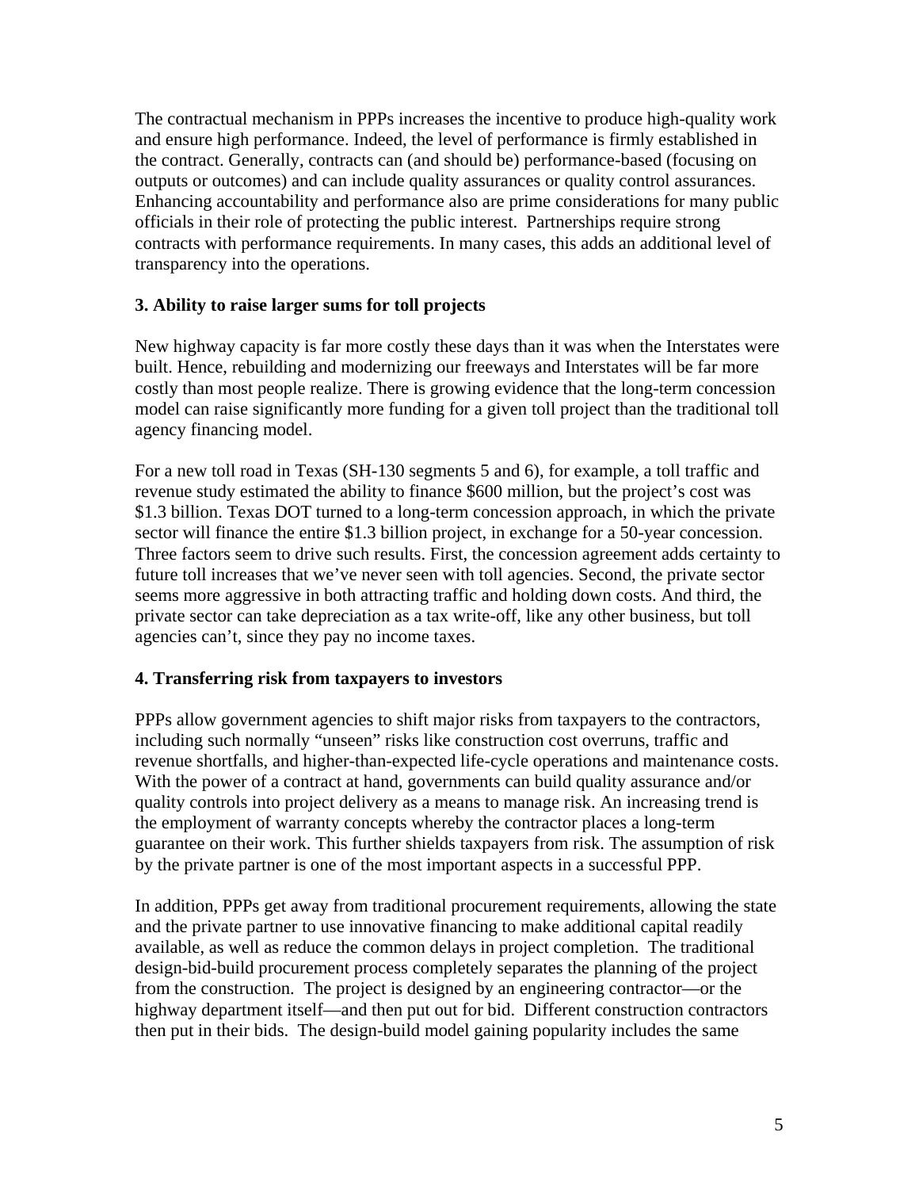The contractual mechanism in PPPs increases the incentive to produce high-quality work and ensure high performance. Indeed, the level of performance is firmly established in the contract. Generally, contracts can (and should be) performance-based (focusing on outputs or outcomes) and can include quality assurances or quality control assurances. Enhancing accountability and performance also are prime considerations for many public officials in their role of protecting the public interest. Partnerships require strong contracts with performance requirements. In many cases, this adds an additional level of transparency into the operations.

**3. Ability to raise larger sums for toll projects**

New highway capacity is far more costly these days than it was when the Interstates were built. Hence, rebuilding and modernizing our freeways and Interstates will be far more costly than most people realize. There is growing evidence that the long-term concession model can raise significantly more funding for a given toll project than the traditional toll agency financing model.

For a new toll road in Texas (SH-130 segments 5 and 6), for example, a toll traffic and revenue study estimated the ability to finance $600 million, but the project's cost was $1.3 billion. Texas DOT turned to a long-term concession approach, in which the private sector will finance the entire $1.3 billion project, in exchange for a 50-year concession. Three factors seem to drive such results. First, the concession agreement adds certainty to future toll increases that we've never seen with toll agencies. Second, the private sector seems more aggressive in both attracting traffic and holding down costs. And third, the private sector can take depreciation as a tax write-off, like any other business, but toll agencies can't, since they pay no income taxes.

**4. Transferring risk from taxpayers to investors**

PPPs allow government agencies to shift major risks from taxpayers to the contractors, including such normally "unseen" risks like construction cost overruns, traffic and revenue shortfalls, and higher-than-expected life-cycle operations and maintenance costs. With the power of a contract at hand, governments can build quality assurance and/or quality controls into project delivery as a means to manage risk. An increasing trend is the employment of warranty concepts whereby the contractor places a long-term guarantee on their work. This further shields taxpayers from risk. The assumption of risk by the private partner is one of the most important aspects in a successful PPP.

In addition, PPPs get away from traditional procurement requirements, allowing the state and the private partner to use innovative financing to make additional capital readily available, as well as reduce the common delays in project completion. The traditional design-bid-build procurement process completely separates the planning of the project from the construction. The project is designed by an engineering contractor—or the highway department itself—and then put out for bid. Different construction contractors then put in their bids. The design-build model gaining popularity includes the same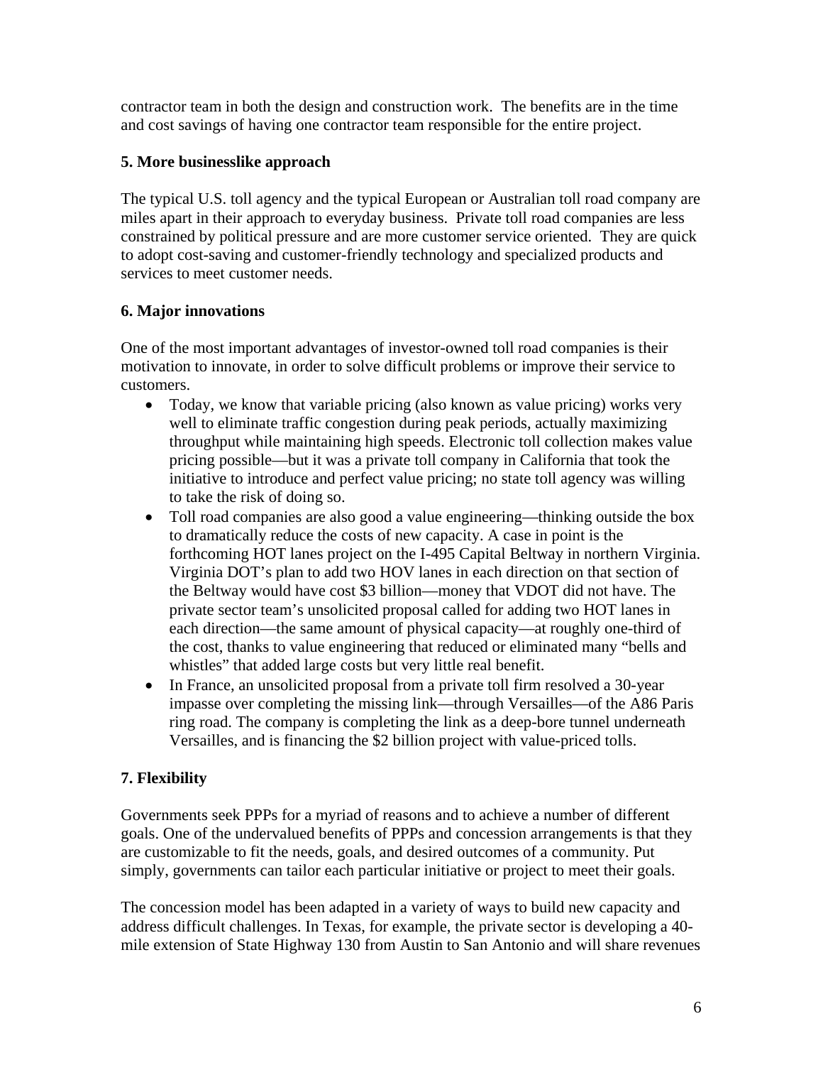contractor team in both the design and construction work. The benefits are in the time and cost savings of having one contractor team responsible for the entire project.

**5. More businesslike approach**

The typical U.S. toll agency and the typical European or Australian toll road company are miles apart in their approach to everyday business. Private toll road companies are less constrained by political pressure and are more customer service oriented. They are quick to adopt cost-saving and customer-friendly technology and specialized products and services to meet customer needs.

**6. Major innovations**

One of the most important advantages of investor-owned toll road companies is their motivation to innovate, in order to solve difficult problems or improve their service to customers.

- Today, we know that variable pricing (also known as value pricing) works very well to eliminate traffic congestion during peak periods, actually maximizing throughput while maintaining high speeds. Electronic toll collection makes value pricing possible—but it was a private toll company in California that took the initiative to introduce and perfect value pricing; no state toll agency was willing to take the risk of doing so.
- Toll road companies are also good a value engineering—thinking outside the box to dramatically reduce the costs of new capacity. A case in point is the forthcoming HOT lanes project on the I-495 Capital Beltway in northern Virginia. Virginia DOT's plan to add two HOV lanes in each direction on that section of the Beltway would have cost $3 billion—money that VDOT did not have. The private sector team's unsolicited proposal called for adding two HOT lanes in each direction—the same amount of physical capacity—at roughly one-third of the cost, thanks to value engineering that reduced or eliminated many "bells and whistles" that added large costs but very little real benefit.
- In France, an unsolicited proposal from a private toll firm resolved a 30-year impasse over completing the missing link—through Versailles—of the A86 Paris ring road. The company is completing the link as a deep-bore tunnel underneath Versailles, and is financing the $2 billion project with value-priced tolls.

**7. Flexibility**

Governments seek PPPs for a myriad of reasons and to achieve a number of different goals. One of the undervalued benefits of PPPs and concession arrangements is that they are customizable to fit the needs, goals, and desired outcomes of a community. Put simply, governments can tailor each particular initiative or project to meet their goals.

The concession model has been adapted in a variety of ways to build new capacity and address difficult challenges. In Texas, for example, the private sector is developing a 40-mile extension of State Highway 130 from Austin to San Antonio and will share revenues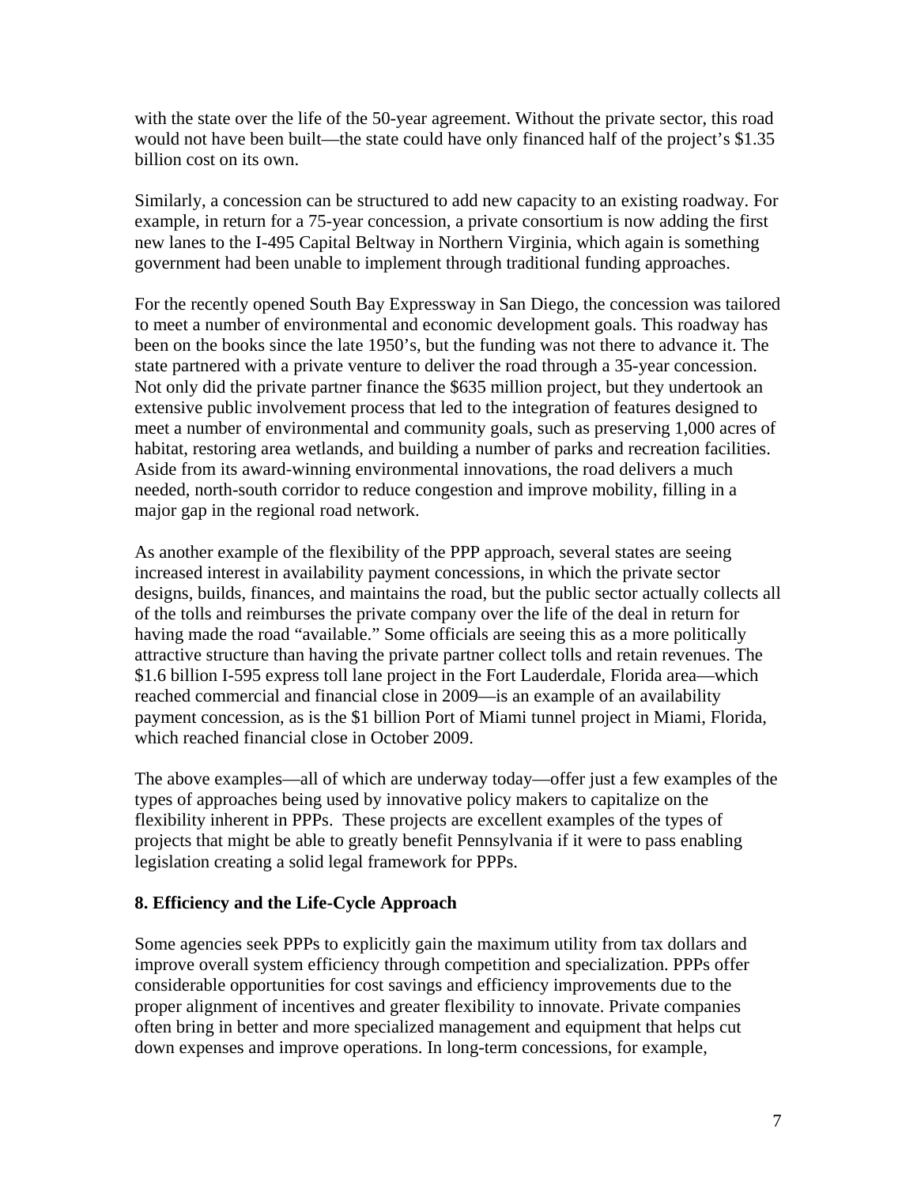with the state over the life of the 50-year agreement. Without the private sector, this road would not have been built—the state could have only financed half of the project's $1.35 billion cost on its own.

Similarly, a concession can be structured to add new capacity to an existing roadway. For example, in return for a 75-year concession, a private consortium is now adding the first new lanes to the I-495 Capital Beltway in Northern Virginia, which again is something government had been unable to implement through traditional funding approaches.

For the recently opened South Bay Expressway in San Diego, the concession was tailored to meet a number of environmental and economic development goals. This roadway has been on the books since the late 1950's, but the funding was not there to advance it. The state partnered with a private venture to deliver the road through a 35-year concession. Not only did the private partner finance the $635 million project, but they undertook an extensive public involvement process that led to the integration of features designed to meet a number of environmental and community goals, such as preserving 1,000 acres of habitat, restoring area wetlands, and building a number of parks and recreation facilities. Aside from its award-winning environmental innovations, the road delivers a much needed, north-south corridor to reduce congestion and improve mobility, filling in a major gap in the regional road network.

As another example of the flexibility of the PPP approach, several states are seeing increased interest in availability payment concessions, in which the private sector designs, builds, finances, and maintains the road, but the public sector actually collects all of the tolls and reimburses the private company over the life of the deal in return for having made the road "available." Some officials are seeing this as a more politically attractive structure than having the private partner collect tolls and retain revenues. The $1.6 billion I-595 express toll lane project in the Fort Lauderdale, Florida area—which reached commercial and financial close in 2009—is an example of an availability payment concession, as is the $1 billion Port of Miami tunnel project in Miami, Florida, which reached financial close in October 2009.

The above examples—all of which are underway today—offer just a few examples of the types of approaches being used by innovative policy makers to capitalize on the flexibility inherent in PPPs. These projects are excellent examples of the types of projects that might be able to greatly benefit Pennsylvania if it were to pass enabling legislation creating a solid legal framework for PPPs.

## 8. Efficiency and the Life-Cycle Approach

Some agencies seek PPPs to explicitly gain the maximum utility from tax dollars and improve overall system efficiency through competition and specialization. PPPs offer considerable opportunities for cost savings and efficiency improvements due to the proper alignment of incentives and greater flexibility to innovate. Private companies often bring in better and more specialized management and equipment that helps cut down expenses and improve operations. In long-term concessions, for example,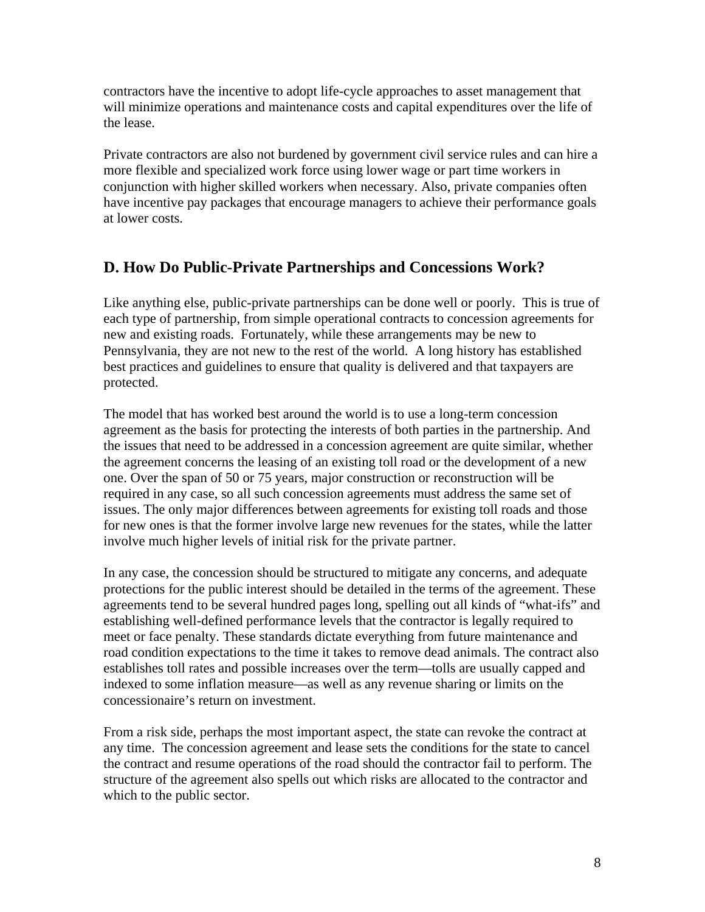contractors have the incentive to adopt life-cycle approaches to asset management that will minimize operations and maintenance costs and capital expenditures over the life of the lease.

Private contractors are also not burdened by government civil service rules and can hire a more flexible and specialized work force using lower wage or part time workers in conjunction with higher skilled workers when necessary. Also, private companies often have incentive pay packages that encourage managers to achieve their performance goals at lower costs.

## D. How Do Public-Private Partnerships and Concessions Work?

Like anything else, public-private partnerships can be done well or poorly. This is true of each type of partnership, from simple operational contracts to concession agreements for new and existing roads. Fortunately, while these arrangements may be new to Pennsylvania, they are not new to the rest of the world. A long history has established best practices and guidelines to ensure that quality is delivered and that taxpayers are protected.

The model that has worked best around the world is to use a long-term concession agreement as the basis for protecting the interests of both parties in the partnership. And the issues that need to be addressed in a concession agreement are quite similar, whether the agreement concerns the leasing of an existing toll road or the development of a new one. Over the span of 50 or 75 years, major construction or reconstruction will be required in any case, so all such concession agreements must address the same set of issues. The only major differences between agreements for existing toll roads and those for new ones is that the former involve large new revenues for the states, while the latter involve much higher levels of initial risk for the private partner.

In any case, the concession should be structured to mitigate any concerns, and adequate protections for the public interest should be detailed in the terms of the agreement. These agreements tend to be several hundred pages long, spelling out all kinds of "what-ifs" and establishing well-defined performance levels that the contractor is legally required to meet or face penalty. These standards dictate everything from future maintenance and road condition expectations to the time it takes to remove dead animals. The contract also establishes toll rates and possible increases over the term—tolls are usually capped and indexed to some inflation measure—as well as any revenue sharing or limits on the concessionaire's return on investment.

From a risk side, perhaps the most important aspect, the state can revoke the contract at any time. The concession agreement and lease sets the conditions for the state to cancel the contract and resume operations of the road should the contractor fail to perform. The structure of the agreement also spells out which risks are allocated to the contractor and which to the public sector.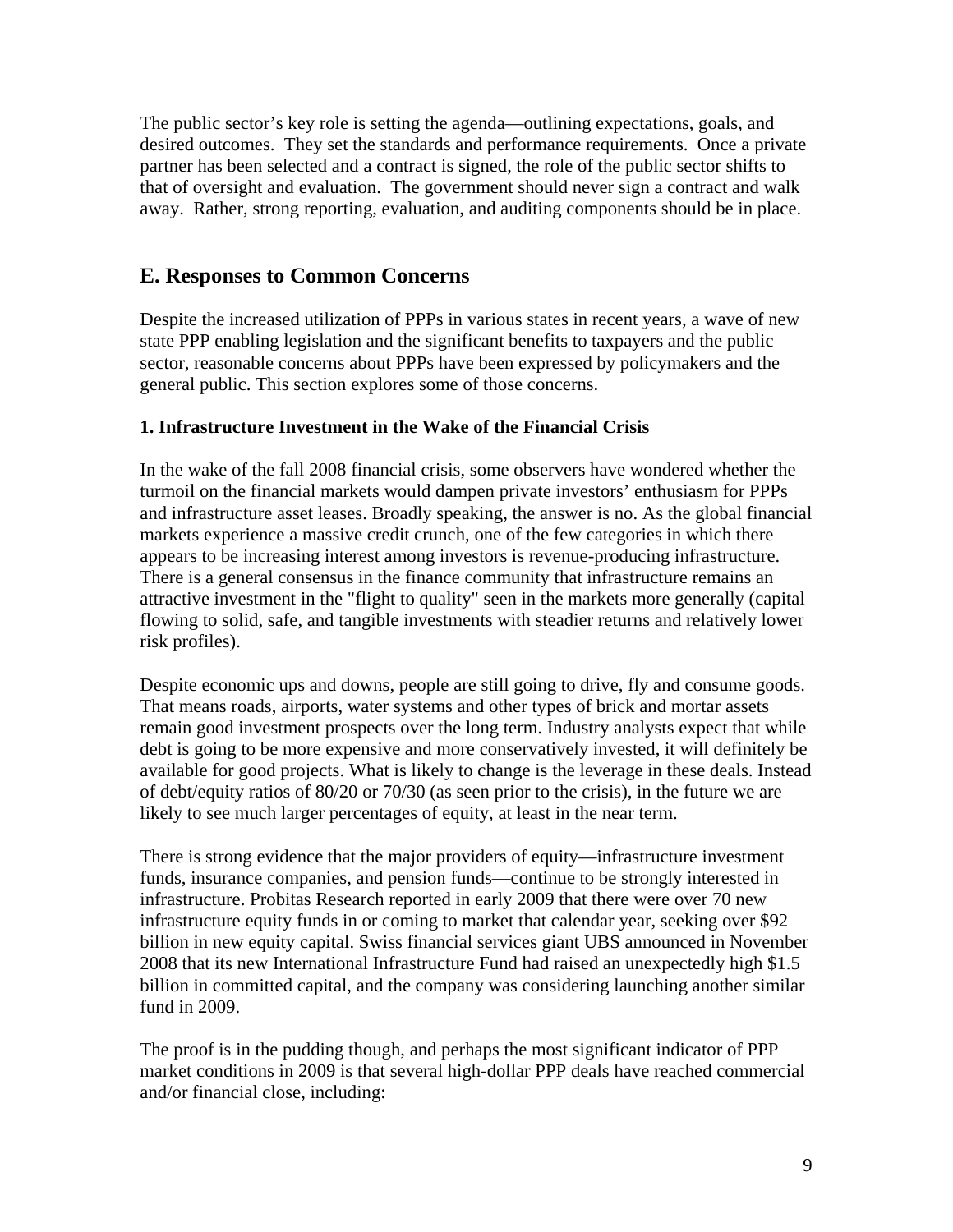The public sector's key role is setting the agenda—outlining expectations, goals, and desired outcomes. They set the standards and performance requirements. Once a private partner has been selected and a contract is signed, the role of the public sector shifts to that of oversight and evaluation. The government should never sign a contract and walk away. Rather, strong reporting, evaluation, and auditing components should be in place.

## E. Responses to Common Concerns

Despite the increased utilization of PPPs in various states in recent years, a wave of new state PPP enabling legislation and the significant benefits to taxpayers and the public sector, reasonable concerns about PPPs have been expressed by policymakers and the general public. This section explores some of those concerns.

### 1. Infrastructure Investment in the Wake of the Financial Crisis

In the wake of the fall 2008 financial crisis, some observers have wondered whether the turmoil on the financial markets would dampen private investors' enthusiasm for PPPs and infrastructure asset leases. Broadly speaking, the answer is no. As the global financial markets experience a massive credit crunch, one of the few categories in which there appears to be increasing interest among investors is revenue-producing infrastructure. There is a general consensus in the finance community that infrastructure remains an attractive investment in the "flight to quality" seen in the markets more generally (capital flowing to solid, safe, and tangible investments with steadier returns and relatively lower risk profiles).

Despite economic ups and downs, people are still going to drive, fly and consume goods. That means roads, airports, water systems and other types of brick and mortar assets remain good investment prospects over the long term. Industry analysts expect that while debt is going to be more expensive and more conservatively invested, it will definitely be available for good projects. What is likely to change is the leverage in these deals. Instead of debt/equity ratios of 80/20 or 70/30 (as seen prior to the crisis), in the future we are likely to see much larger percentages of equity, at least in the near term.

There is strong evidence that the major providers of equity—infrastructure investment funds, insurance companies, and pension funds—continue to be strongly interested in infrastructure. Probitas Research reported in early 2009 that there were over 70 new infrastructure equity funds in or coming to market that calendar year, seeking over $92 billion in new equity capital. Swiss financial services giant UBS announced in November 2008 that its new International Infrastructure Fund had raised an unexpectedly high $1.5 billion in committed capital, and the company was considering launching another similar fund in 2009.

The proof is in the pudding though, and perhaps the most significant indicator of PPP market conditions in 2009 is that several high-dollar PPP deals have reached commercial and/or financial close, including: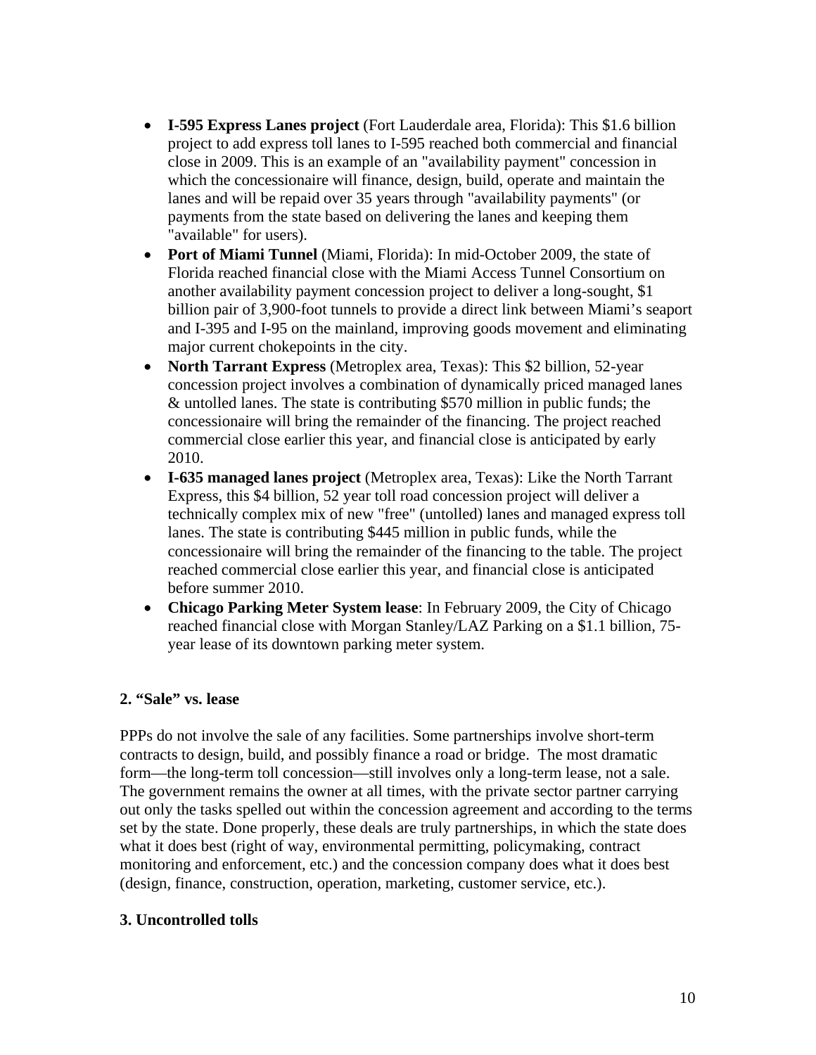- **I-595 Express Lanes project** (Fort Lauderdale area, Florida): This $1.6 billion project to add express toll lanes to I-595 reached both commercial and financial close in 2009. This is an example of an "availability payment" concession in which the concessionaire will finance, design, build, operate and maintain the lanes and will be repaid over 35 years through "availability payments" (or payments from the state based on delivering the lanes and keeping them "available" for users).
- **Port of Miami Tunnel** (Miami, Florida): In mid-October 2009, the state of Florida reached financial close with the Miami Access Tunnel Consortium on another availability payment concession project to deliver a long-sought, $1 billion pair of 3,900-foot tunnels to provide a direct link between Miami's seaport and I-395 and I-95 on the mainland, improving goods movement and eliminating major current chokepoints in the city.
- **North Tarrant Express** (Metroplex area, Texas): This $2 billion, 52-year concession project involves a combination of dynamically priced managed lanes & untolled lanes. The state is contributing $570 million in public funds; the concessionaire will bring the remainder of the financing. The project reached commercial close earlier this year, and financial close is anticipated by early 2010.
- **I-635 managed lanes project** (Metroplex area, Texas): Like the North Tarrant Express, this $4 billion, 52 year toll road concession project will deliver a technically complex mix of new "free" (untolled) lanes and managed express toll lanes. The state is contributing $445 million in public funds, while the concessionaire will bring the remainder of the financing to the table. The project reached commercial close earlier this year, and financial close is anticipated before summer 2010.
- **Chicago Parking Meter System lease**: In February 2009, the City of Chicago reached financial close with Morgan Stanley/LAZ Parking on a $1.1 billion, 75-year lease of its downtown parking meter system.

### 2. "Sale" vs. lease

PPPs do not involve the sale of any facilities. Some partnerships involve short-term contracts to design, build, and possibly finance a road or bridge. The most dramatic form—the long-term toll concession—still involves only a long-term lease, not a sale. The government remains the owner at all times, with the private sector partner carrying out only the tasks spelled out within the concession agreement and according to the terms set by the state. Done properly, these deals are truly partnerships, in which the state does what it does best (right of way, environmental permitting, policymaking, contract monitoring and enforcement, etc.) and the concession company does what it does best (design, finance, construction, operation, marketing, customer service, etc.).

### 3. Uncontrolled tolls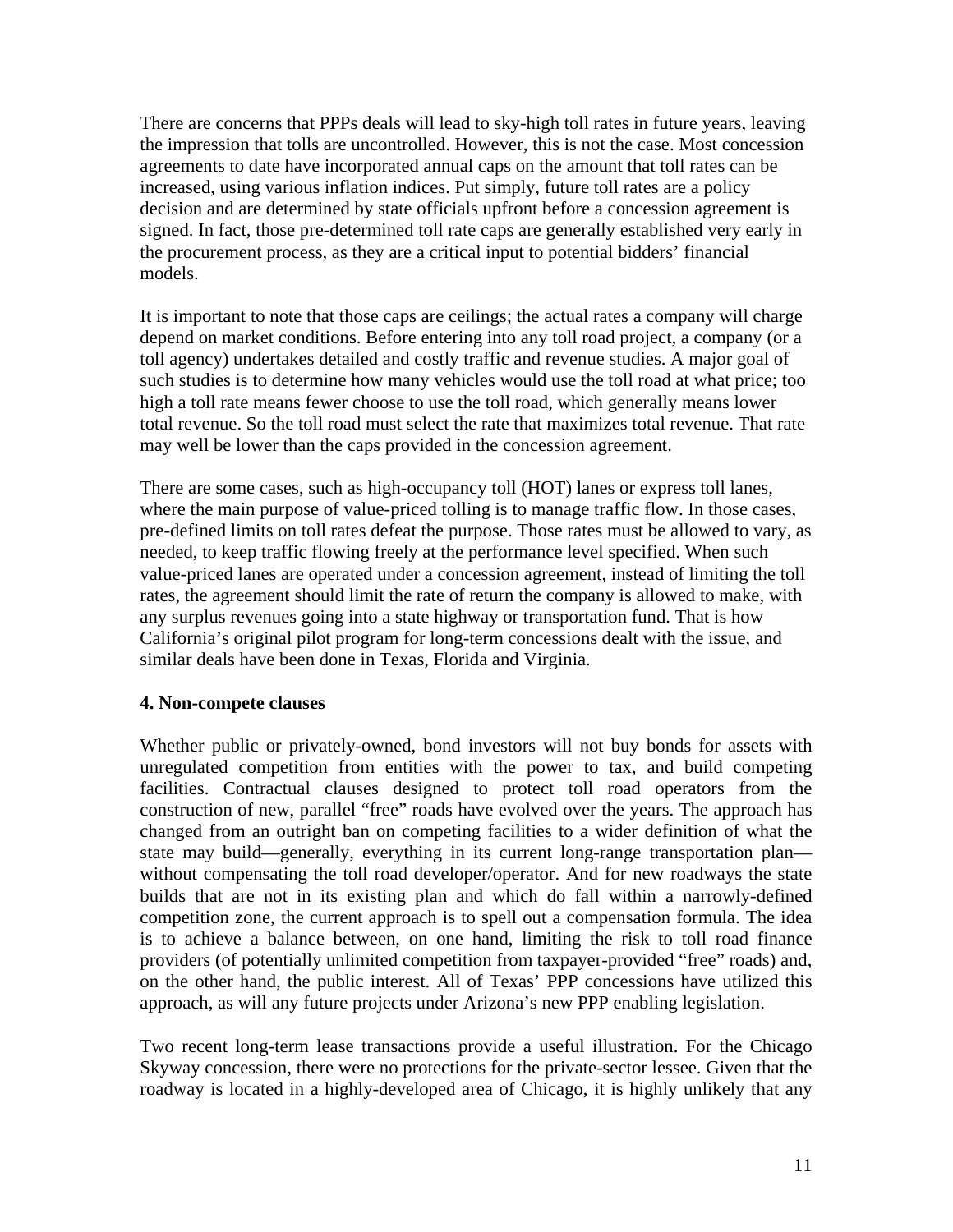There are concerns that PPPs deals will lead to sky-high toll rates in future years, leaving the impression that tolls are uncontrolled. However, this is not the case. Most concession agreements to date have incorporated annual caps on the amount that toll rates can be increased, using various inflation indices. Put simply, future toll rates are a policy decision and are determined by state officials upfront before a concession agreement is signed. In fact, those pre-determined toll rate caps are generally established very early in the procurement process, as they are a critical input to potential bidders' financial models.

It is important to note that those caps are ceilings; the actual rates a company will charge depend on market conditions. Before entering into any toll road project, a company (or a toll agency) undertakes detailed and costly traffic and revenue studies. A major goal of such studies is to determine how many vehicles would use the toll road at what price; too high a toll rate means fewer choose to use the toll road, which generally means lower total revenue. So the toll road must select the rate that maximizes total revenue. That rate may well be lower than the caps provided in the concession agreement.

There are some cases, such as high-occupancy toll (HOT) lanes or express toll lanes, where the main purpose of value-priced tolling is to manage traffic flow. In those cases, pre-defined limits on toll rates defeat the purpose. Those rates must be allowed to vary, as needed, to keep traffic flowing freely at the performance level specified. When such value-priced lanes are operated under a concession agreement, instead of limiting the toll rates, the agreement should limit the rate of return the company is allowed to make, with any surplus revenues going into a state highway or transportation fund. That is how California's original pilot program for long-term concessions dealt with the issue, and similar deals have been done in Texas, Florida and Virginia.

**4. Non-compete clauses**

Whether public or privately-owned, bond investors will not buy bonds for assets with unregulated competition from entities with the power to tax, and build competing facilities. Contractual clauses designed to protect toll road operators from the construction of new, parallel "free" roads have evolved over the years. The approach has changed from an outright ban on competing facilities to a wider definition of what the state may build—generally, everything in its current long-range transportation plan—without compensating the toll road developer/operator. And for new roadways the state builds that are not in its existing plan and which do fall within a narrowly-defined competition zone, the current approach is to spell out a compensation formula. The idea is to achieve a balance between, on one hand, limiting the risk to toll road finance providers (of potentially unlimited competition from taxpayer-provided "free" roads) and, on the other hand, the public interest. All of Texas' PPP concessions have utilized this approach, as will any future projects under Arizona's new PPP enabling legislation.

Two recent long-term lease transactions provide a useful illustration. For the Chicago Skyway concession, there were no protections for the private-sector lessee. Given that the roadway is located in a highly-developed area of Chicago, it is highly unlikely that any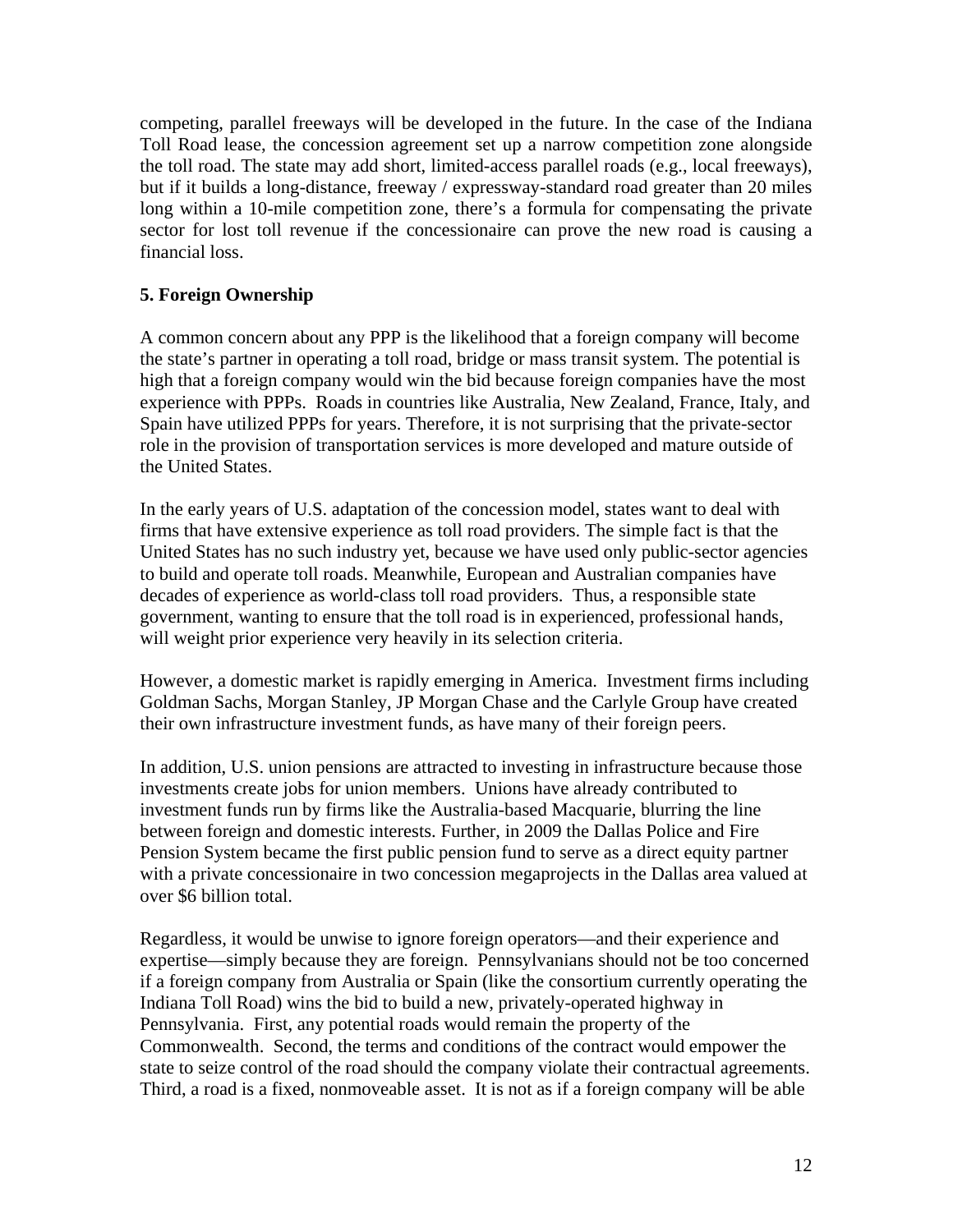competing, parallel freeways will be developed in the future. In the case of the Indiana Toll Road lease, the concession agreement set up a narrow competition zone alongside the toll road. The state may add short, limited-access parallel roads (e.g., local freeways), but if it builds a long-distance, freeway / expressway-standard road greater than 20 miles long within a 10-mile competition zone, there's a formula for compensating the private sector for lost toll revenue if the concessionaire can prove the new road is causing a financial loss.

**5. Foreign Ownership**

A common concern about any PPP is the likelihood that a foreign company will become the state's partner in operating a toll road, bridge or mass transit system. The potential is high that a foreign company would win the bid because foreign companies have the most experience with PPPs. Roads in countries like Australia, New Zealand, France, Italy, and Spain have utilized PPPs for years. Therefore, it is not surprising that the private-sector role in the provision of transportation services is more developed and mature outside of the United States.

In the early years of U.S. adaptation of the concession model, states want to deal with firms that have extensive experience as toll road providers. The simple fact is that the United States has no such industry yet, because we have used only public-sector agencies to build and operate toll roads. Meanwhile, European and Australian companies have decades of experience as world-class toll road providers. Thus, a responsible state government, wanting to ensure that the toll road is in experienced, professional hands, will weight prior experience very heavily in its selection criteria.

However, a domestic market is rapidly emerging in America. Investment firms including Goldman Sachs, Morgan Stanley, JP Morgan Chase and the Carlyle Group have created their own infrastructure investment funds, as have many of their foreign peers.

In addition, U.S. union pensions are attracted to investing in infrastructure because those investments create jobs for union members. Unions have already contributed to investment funds run by firms like the Australia-based Macquarie, blurring the line between foreign and domestic interests. Further, in 2009 the Dallas Police and Fire Pension System became the first public pension fund to serve as a direct equity partner with a private concessionaire in two concession megaprojects in the Dallas area valued at over $6 billion total.

Regardless, it would be unwise to ignore foreign operators—and their experience and expertise—simply because they are foreign. Pennsylvanians should not be too concerned if a foreign company from Australia or Spain (like the consortium currently operating the Indiana Toll Road) wins the bid to build a new, privately-operated highway in Pennsylvania. First, any potential roads would remain the property of the Commonwealth. Second, the terms and conditions of the contract would empower the state to seize control of the road should the company violate their contractual agreements. Third, a road is a fixed, nonmoveable asset. It is not as if a foreign company will be able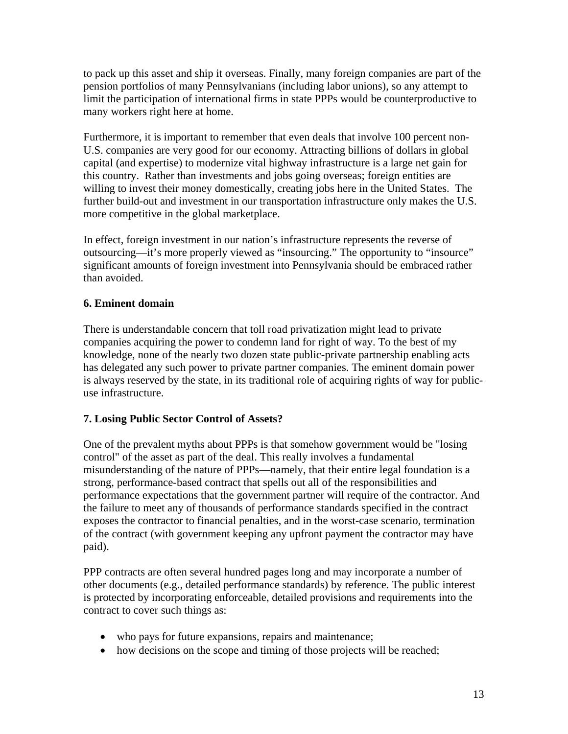to pack up this asset and ship it overseas. Finally, many foreign companies are part of the pension portfolios of many Pennsylvanians (including labor unions), so any attempt to limit the participation of international firms in state PPPs would be counterproductive to many workers right here at home.

Furthermore, it is important to remember that even deals that involve 100 percent non-U.S. companies are very good for our economy. Attracting billions of dollars in global capital (and expertise) to modernize vital highway infrastructure is a large net gain for this country. Rather than investments and jobs going overseas; foreign entities are willing to invest their money domestically, creating jobs here in the United States. The further build-out and investment in our transportation infrastructure only makes the U.S. more competitive in the global marketplace.

In effect, foreign investment in our nation's infrastructure represents the reverse of outsourcing—it's more properly viewed as "insourcing." The opportunity to "insource" significant amounts of foreign investment into Pennsylvania should be embraced rather than avoided.

**6. Eminent domain**

There is understandable concern that toll road privatization might lead to private companies acquiring the power to condemn land for right of way. To the best of my knowledge, none of the nearly two dozen state public-private partnership enabling acts has delegated any such power to private partner companies. The eminent domain power is always reserved by the state, in its traditional role of acquiring rights of way for public-use infrastructure.

**7. Losing Public Sector Control of Assets?**

One of the prevalent myths about PPPs is that somehow government would be "losing control" of the asset as part of the deal. This really involves a fundamental misunderstanding of the nature of PPPs—namely, that their entire legal foundation is a strong, performance-based contract that spells out all of the responsibilities and performance expectations that the government partner will require of the contractor. And the failure to meet any of thousands of performance standards specified in the contract exposes the contractor to financial penalties, and in the worst-case scenario, termination of the contract (with government keeping any upfront payment the contractor may have paid).

PPP contracts are often several hundred pages long and may incorporate a number of other documents (e.g., detailed performance standards) by reference. The public interest is protected by incorporating enforceable, detailed provisions and requirements into the contract to cover such things as:

- who pays for future expansions, repairs and maintenance;
- how decisions on the scope and timing of those projects will be reached;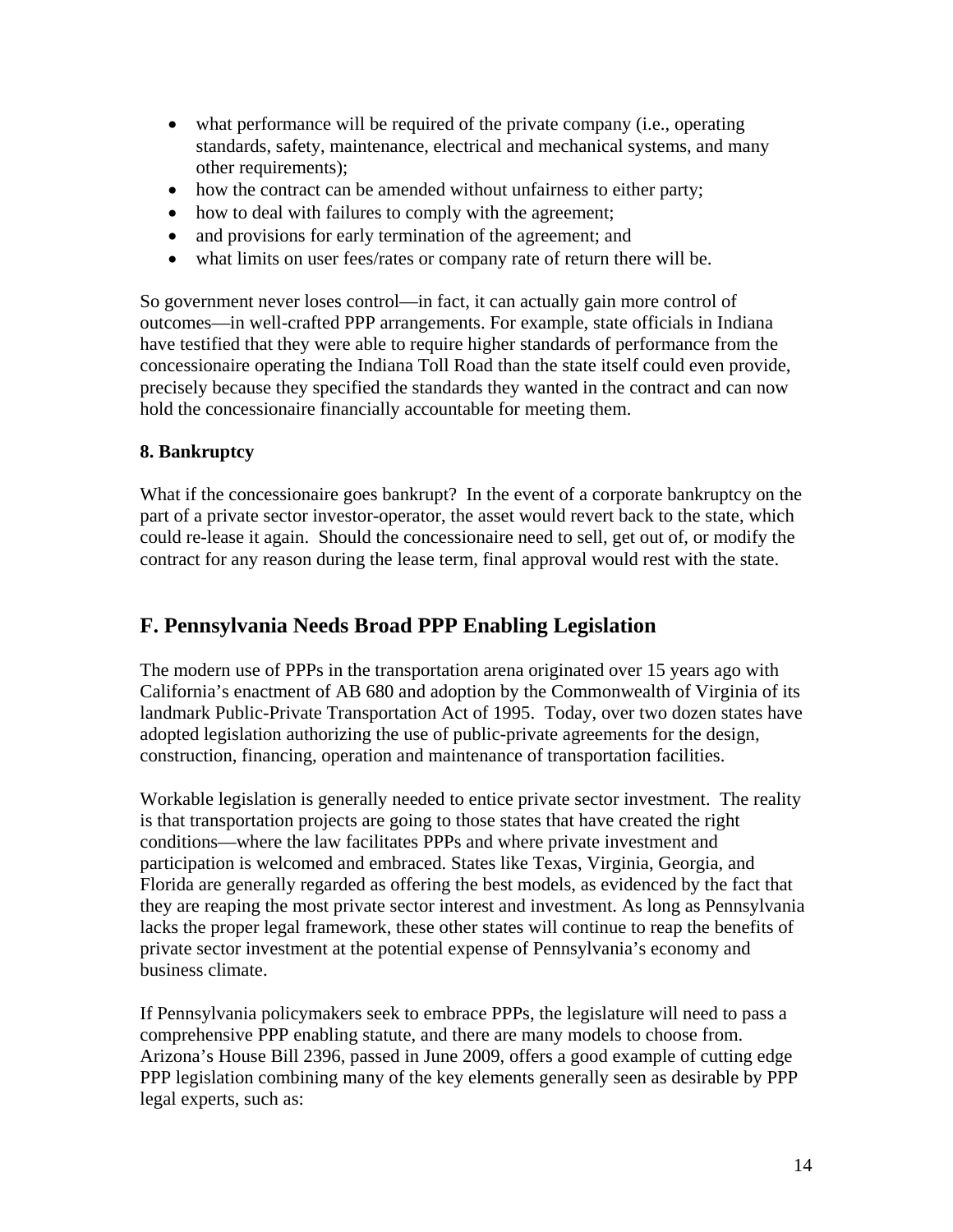- what performance will be required of the private company (i.e., operating standards, safety, maintenance, electrical and mechanical systems, and many other requirements);
- how the contract can be amended without unfairness to either party;
- how to deal with failures to comply with the agreement;
- and provisions for early termination of the agreement; and
- what limits on user fees/rates or company rate of return there will be.

So government never loses control—in fact, it can actually gain more control of outcomes—in well-crafted PPP arrangements. For example, state officials in Indiana have testified that they were able to require higher standards of performance from the concessionaire operating the Indiana Toll Road than the state itself could even provide, precisely because they specified the standards they wanted in the contract and can now hold the concessionaire financially accountable for meeting them.

### 8. Bankruptcy

What if the concessionaire goes bankrupt? In the event of a corporate bankruptcy on the part of a private sector investor-operator, the asset would revert back to the state, which could re-lease it again. Should the concessionaire need to sell, get out of, or modify the contract for any reason during the lease term, final approval would rest with the state.

## F. Pennsylvania Needs Broad PPP Enabling Legislation

The modern use of PPPs in the transportation arena originated over 15 years ago with California's enactment of AB 680 and adoption by the Commonwealth of Virginia of its landmark Public-Private Transportation Act of 1995. Today, over two dozen states have adopted legislation authorizing the use of public-private agreements for the design, construction, financing, operation and maintenance of transportation facilities.

Workable legislation is generally needed to entice private sector investment. The reality is that transportation projects are going to those states that have created the right conditions—where the law facilitates PPPs and where private investment and participation is welcomed and embraced. States like Texas, Virginia, Georgia, and Florida are generally regarded as offering the best models, as evidenced by the fact that they are reaping the most private sector interest and investment. As long as Pennsylvania lacks the proper legal framework, these other states will continue to reap the benefits of private sector investment at the potential expense of Pennsylvania's economy and business climate.

If Pennsylvania policymakers seek to embrace PPPs, the legislature will need to pass a comprehensive PPP enabling statute, and there are many models to choose from. Arizona's House Bill 2396, passed in June 2009, offers a good example of cutting edge PPP legislation combining many of the key elements generally seen as desirable by PPP legal experts, such as: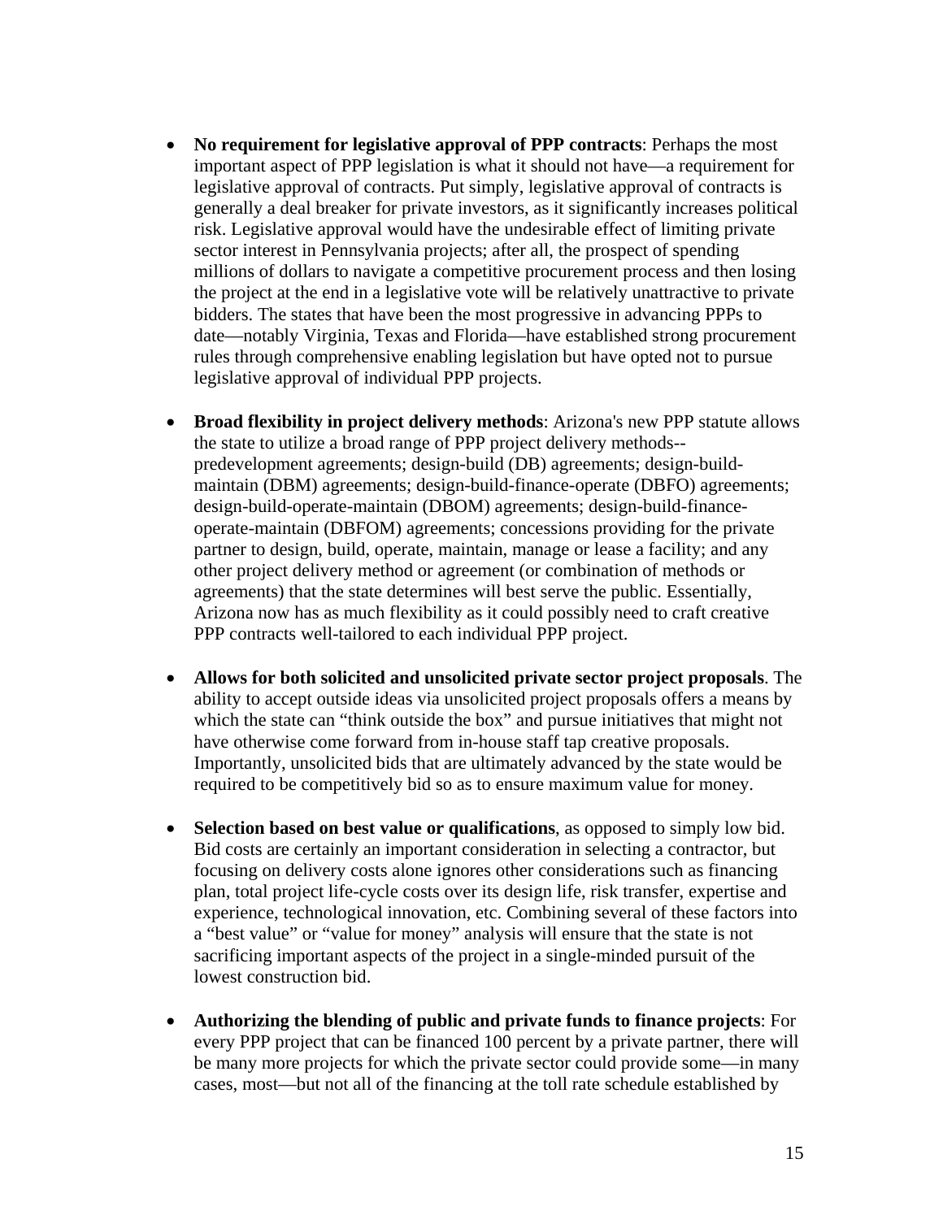- **No requirement for legislative approval of PPP contracts**: Perhaps the most important aspect of PPP legislation is what it should not have—a requirement for legislative approval of contracts. Put simply, legislative approval of contracts is generally a deal breaker for private investors, as it significantly increases political risk. Legislative approval would have the undesirable effect of limiting private sector interest in Pennsylvania projects; after all, the prospect of spending millions of dollars to navigate a competitive procurement process and then losing the project at the end in a legislative vote will be relatively unattractive to private bidders. The states that have been the most progressive in advancing PPPs to date—notably Virginia, Texas and Florida—have established strong procurement rules through comprehensive enabling legislation but have opted not to pursue legislative approval of individual PPP projects.

- **Broad flexibility in project delivery methods**: Arizona's new PPP statute allows the state to utilize a broad range of PPP project delivery methods--predevelopment agreements; design-build (DB) agreements; design-build-maintain (DBM) agreements; design-build-finance-operate (DBFO) agreements; design-build-operate-maintain (DBOM) agreements; design-build-finance-operate-maintain (DBFOM) agreements; concessions providing for the private partner to design, build, operate, maintain, manage or lease a facility; and any other project delivery method or agreement (or combination of methods or agreements) that the state determines will best serve the public. Essentially, Arizona now has as much flexibility as it could possibly need to craft creative PPP contracts well-tailored to each individual PPP project.

- **Allows for both solicited and unsolicited private sector project proposals**. The ability to accept outside ideas via unsolicited project proposals offers a means by which the state can "think outside the box" and pursue initiatives that might not have otherwise come forward from in-house staff tap creative proposals. Importantly, unsolicited bids that are ultimately advanced by the state would be required to be competitively bid so as to ensure maximum value for money.

- **Selection based on best value or qualifications**, as opposed to simply low bid. Bid costs are certainly an important consideration in selecting a contractor, but focusing on delivery costs alone ignores other considerations such as financing plan, total project life-cycle costs over its design life, risk transfer, expertise and experience, technological innovation, etc. Combining several of these factors into a "best value" or "value for money" analysis will ensure that the state is not sacrificing important aspects of the project in a single-minded pursuit of the lowest construction bid.

- **Authorizing the blending of public and private funds to finance projects**: For every PPP project that can be financed 100 percent by a private partner, there will be many more projects for which the private sector could provide some—in many cases, most—but not all of the financing at the toll rate schedule established by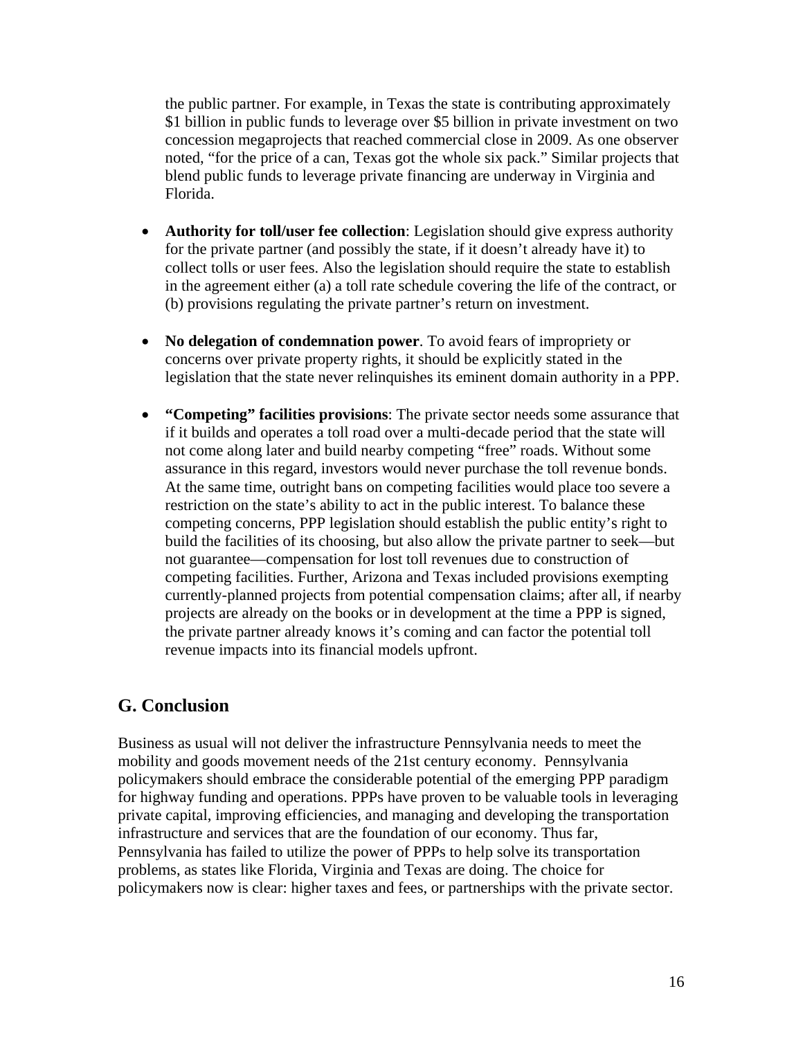the public partner. For example, in Texas the state is contributing approximately $1 billion in public funds to leverage over $5 billion in private investment on two concession megaprojects that reached commercial close in 2009. As one observer noted, "for the price of a can, Texas got the whole six pack." Similar projects that blend public funds to leverage private financing are underway in Virginia and Florida.

- **Authority for toll/user fee collection**: Legislation should give express authority for the private partner (and possibly the state, if it doesn't already have it) to collect tolls or user fees. Also the legislation should require the state to establish in the agreement either (a) a toll rate schedule covering the life of the contract, or (b) provisions regulating the private partner's return on investment.

- **No delegation of condemnation power**. To avoid fears of impropriety or concerns over private property rights, it should be explicitly stated in the legislation that the state never relinquishes its eminent domain authority in a PPP.

- **"Competing" facilities provisions**: The private sector needs some assurance that if it builds and operates a toll road over a multi-decade period that the state will not come along later and build nearby competing "free" roads. Without some assurance in this regard, investors would never purchase the toll revenue bonds. At the same time, outright bans on competing facilities would place too severe a restriction on the state's ability to act in the public interest. To balance these competing concerns, PPP legislation should establish the public entity's right to build the facilities of its choosing, but also allow the private partner to seek—but not guarantee—compensation for lost toll revenues due to construction of competing facilities. Further, Arizona and Texas included provisions exempting currently-planned projects from potential compensation claims; after all, if nearby projects are already on the books or in development at the time a PPP is signed, the private partner already knows it's coming and can factor the potential toll revenue impacts into its financial models upfront.

## G. Conclusion

Business as usual will not deliver the infrastructure Pennsylvania needs to meet the mobility and goods movement needs of the 21st century economy. Pennsylvania policymakers should embrace the considerable potential of the emerging PPP paradigm for highway funding and operations. PPPs have proven to be valuable tools in leveraging private capital, improving efficiencies, and managing and developing the transportation infrastructure and services that are the foundation of our economy. Thus far, Pennsylvania has failed to utilize the power of PPPs to help solve its transportation problems, as states like Florida, Virginia and Texas are doing. The choice for policymakers now is clear: higher taxes and fees, or partnerships with the private sector.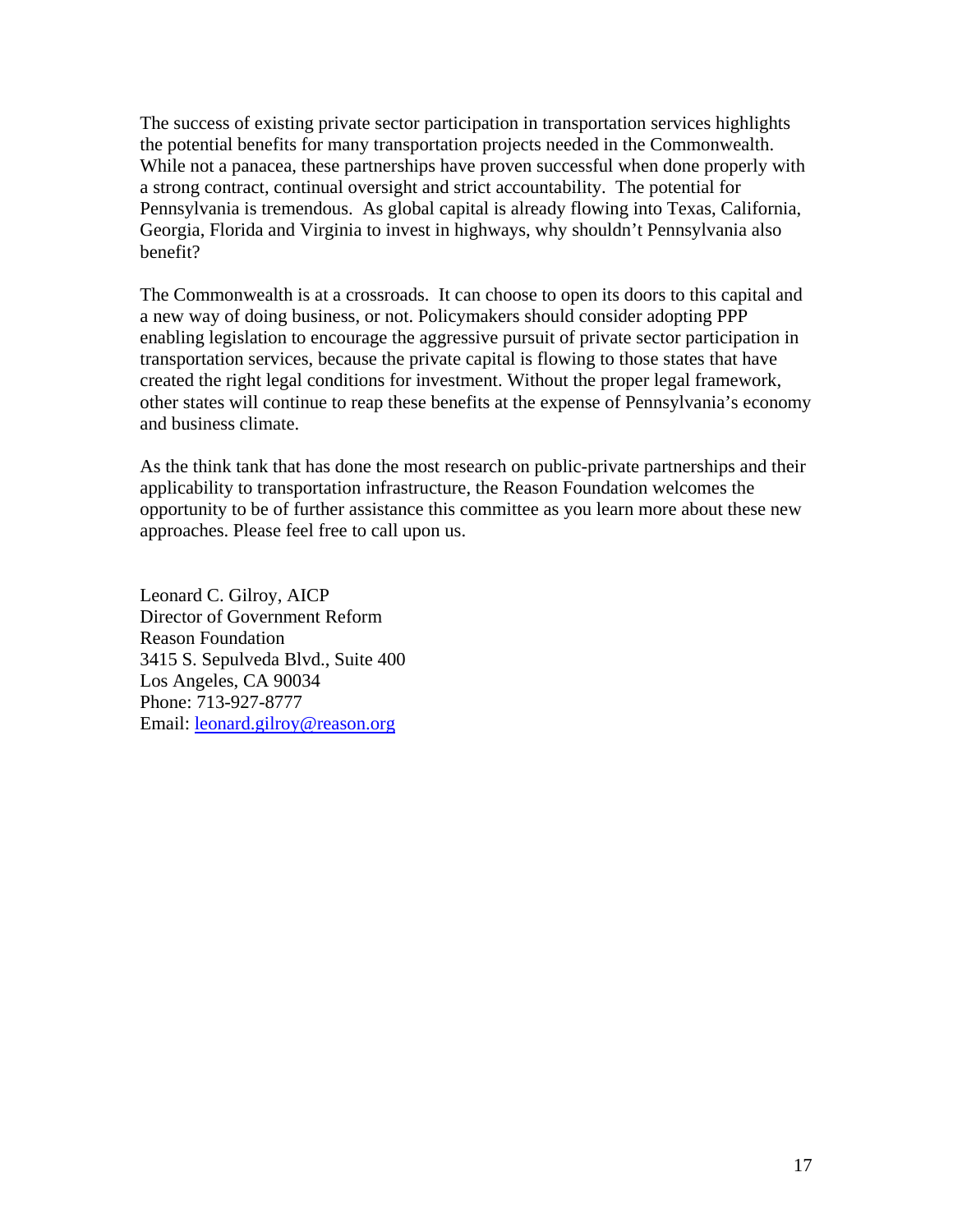The success of existing private sector participation in transportation services highlights the potential benefits for many transportation projects needed in the Commonwealth. While not a panacea, these partnerships have proven successful when done properly with a strong contract, continual oversight and strict accountability. The potential for Pennsylvania is tremendous. As global capital is already flowing into Texas, California, Georgia, Florida and Virginia to invest in highways, why shouldn't Pennsylvania also benefit?

The Commonwealth is at a crossroads. It can choose to open its doors to this capital and a new way of doing business, or not. Policymakers should consider adopting PPP enabling legislation to encourage the aggressive pursuit of private sector participation in transportation services, because the private capital is flowing to those states that have created the right legal conditions for investment. Without the proper legal framework, other states will continue to reap these benefits at the expense of Pennsylvania's economy and business climate.

As the think tank that has done the most research on public-private partnerships and their applicability to transportation infrastructure, the Reason Foundation welcomes the opportunity to be of further assistance this committee as you learn more about these new approaches. Please feel free to call upon us.

Leonard C. Gilroy, AICP
Director of Government Reform
Reason Foundation
3415 S. Sepulveda Blvd., Suite 400
Los Angeles, CA 90034
Phone: 713-927-8777
Email: leonard.gilroy@reason.org